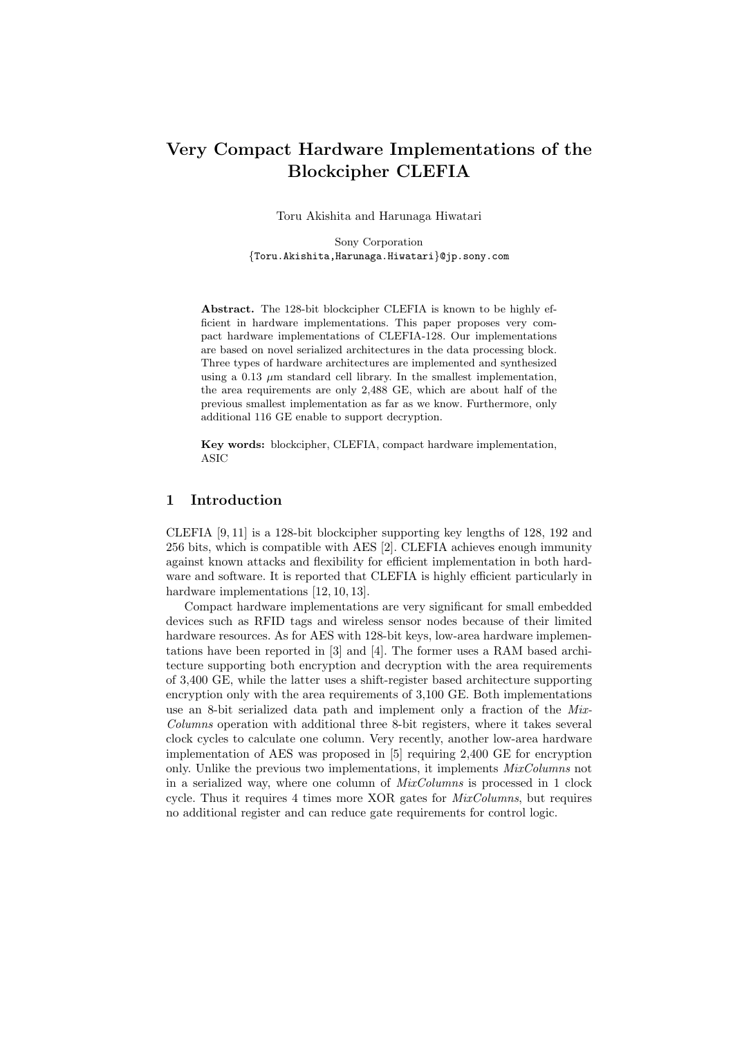# Very Compact Hardware Implementations of the Blockcipher CLEFIA

Toru Akishita and Harunaga Hiwatari

Sony Corporation
{Toru.Akishita,Harunaga.Hiwatari}@jp.sony.com

**Abstract.** The 128-bit blockcipher CLEFIA is known to be highly efficient in hardware implementations. This paper proposes very compact hardware implementations of CLEFIA-128. Our implementations are based on novel serialized architectures in the data processing block. Three types of hardware architectures are implemented and synthesized using a 0.13 $\mu$m standard cell library. In the smallest implementation, the area requirements are only 2,488 GE, which are about half of the previous smallest implementation as far as we know. Furthermore, only additional 116 GE enable to support decryption.

**Key words:** blockcipher, CLEFIA, compact hardware implementation, ASIC

## 1 Introduction

CLEFIA [9, 11] is a 128-bit blockcipher supporting key lengths of 128, 192 and 256 bits, which is compatible with AES [2]. CLEFIA achieves enough immunity against known attacks and flexibility for efficient implementation in both hardware and software. It is reported that CLEFIA is highly efficient particularly in hardware implementations [12, 10, 13].

Compact hardware implementations are very significant for small embedded devices such as RFID tags and wireless sensor nodes because of their limited hardware resources. As for AES with 128-bit keys, low-area hardware implementations have been reported in [3] and [4]. The former uses a RAM based architecture supporting both encryption and decryption with the area requirements of 3,400 GE, while the latter uses a shift-register based architecture supporting encryption only with the area requirements of 3,100 GE. Both implementations use an 8-bit serialized data path and implement only a fraction of the *MixColumns* operation with additional three 8-bit registers, where it takes several clock cycles to calculate one column. Very recently, another low-area hardware implementation of AES was proposed in [5] requiring 2,400 GE for encryption only. Unlike the previous two implementations, it implements *MixColumns* not in a serialized way, where one column of *MixColumns* is processed in 1 clock cycle. Thus it requires 4 times more XOR gates for *MixColumns*, but requires no additional register and can reduce gate requirements for control logic.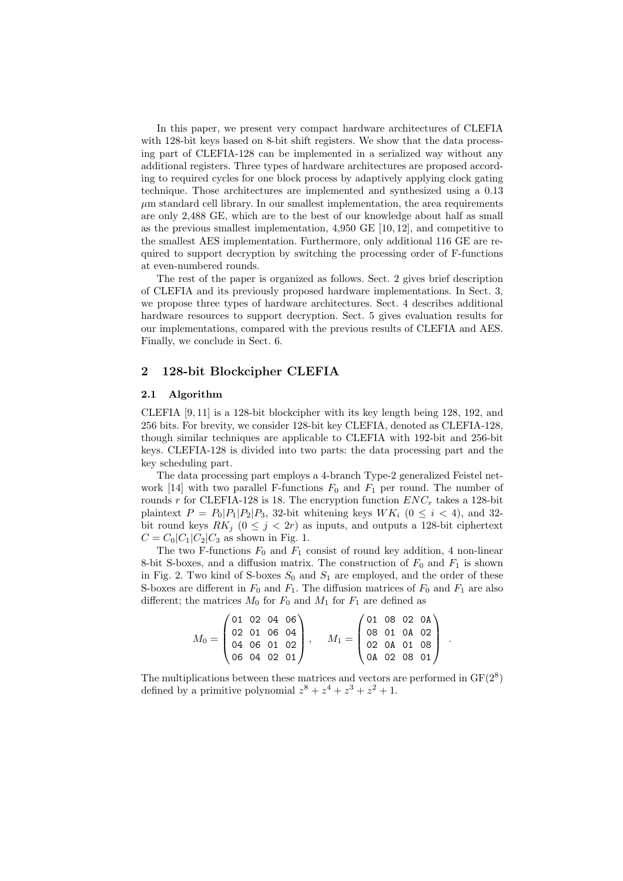In this paper, we present very compact hardware architectures of CLEFIA with 128-bit keys based on 8-bit shift registers. We show that the data processing part of CLEFIA-128 can be implemented in a serialized way without any additional registers. Three types of hardware architectures are proposed according to required cycles for one block process by adaptively applying clock gating technique. Those architectures are implemented and synthesized using a 0.13 $\mu$m standard cell library. In our smallest implementation, the area requirements are only 2,488 GE, which are to the best of our knowledge about half as small as the previous smallest implementation, 4,950 GE [10, 12], and competitive to the smallest AES implementation. Furthermore, only additional 116 GE are required to support decryption by switching the processing order of F-functions at even-numbered rounds.

The rest of the paper is organized as follows. Sect. 2 gives brief description of CLEFIA and its previously proposed hardware implementations. In Sect. 3, we propose three types of hardware architectures. Sect. 4 describes additional hardware resources to support decryption. Sect. 5 gives evaluation results for our implementations, compared with the previous results of CLEFIA and AES. Finally, we conclude in Sect. 6.

## 2 128-bit Blockcipher CLEFIA

### 2.1 Algorithm

CLEFIA [9, 11] is a 128-bit blockcipher with its key length being 128, 192, and 256 bits. For brevity, we consider 128-bit key CLEFIA, denoted as CLEFIA-128, though similar techniques are applicable to CLEFIA with 192-bit and 256-bit keys. CLEFIA-128 is divided into two parts: the data processing part and the key scheduling part.

The data processing part employs a 4-branch Type-2 generalized Feistel network [14] with two parallel F-functions $F_0$ and $F_1$ per round. The number of rounds $r$ for CLEFIA-128 is 18. The encryption function $ENC_r$ takes a 128-bit plaintext $P = P_0|P_1|P_2|P_3$, 32-bit whitening keys $WK_i$ $(0 \leq i < 4)$, and 32-bit round keys $RK_j$ $(0 \leq j < 2r)$ as inputs, and outputs a 128-bit ciphertext $C = C_0|C_1|C_2|C_3$ as shown in Fig. 1.

The two F-functions $F_0$ and $F_1$ consist of round key addition, 4 non-linear 8-bit S-boxes, and a diffusion matrix. The construction of $F_0$ and $F_1$ is shown in Fig. 2. Two kind of S-boxes $S_0$ and $S_1$ are employed, and the order of these S-boxes are different in $F_0$ and $F_1$. The diffusion matrices of $F_0$ and $F_1$ are also different; the matrices $M_0$ for $F_0$ and $M_1$ for $F_1$ are defined as

$$M_0 = \begin{pmatrix} \texttt{01} & \texttt{02} & \texttt{04} & \texttt{06} \\ \texttt{02} & \texttt{01} & \texttt{06} & \texttt{04} \\ \texttt{04} & \texttt{06} & \texttt{01} & \texttt{02} \\ \texttt{06} & \texttt{04} & \texttt{02} & \texttt{01} \end{pmatrix}, \quad M_1 = \begin{pmatrix} \texttt{01} & \texttt{08} & \texttt{02} & \texttt{0A} \\ \texttt{08} & \texttt{01} & \texttt{0A} & \texttt{02} \\ \texttt{02} & \texttt{0A} & \texttt{01} & \texttt{08} \\ \texttt{0A} & \texttt{02} & \texttt{08} & \texttt{01} \end{pmatrix}.$$

The multiplications between these matrices and vectors are performed in $\mathrm{GF}(2^8)$ defined by a primitive polynomial $z^8 + z^4 + z^3 + z^2 + 1$.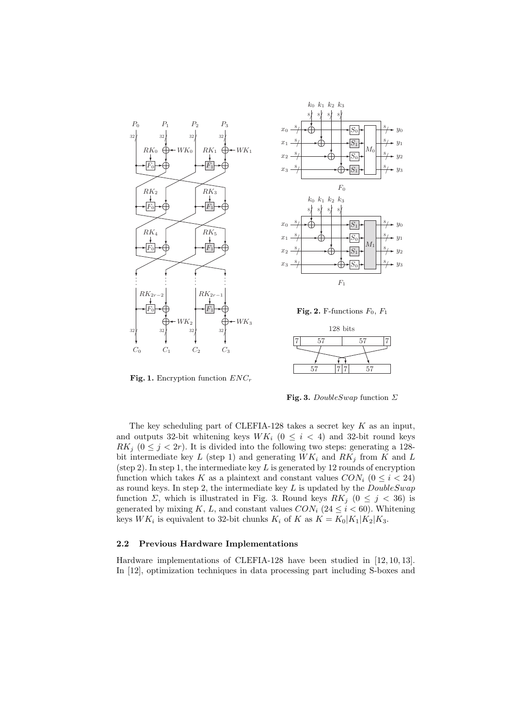**Fig. 1.** Encryption function $ENC_r$

**Fig. 2.** F-functions $F_0$, $F_1$

**Fig. 3.** *DoubleSwap* function $\Sigma$

The key scheduling part of CLEFIA-128 takes a secret key $K$ as an input, and outputs 32-bit whitening keys $WK_i$ $(0 \leq i < 4)$ and 32-bit round keys $RK_j$ $(0 \leq j < 2r)$. It is divided into the following two steps: generating a 128-bit intermediate key $L$ (step 1) and generating $WK_i$ and $RK_j$ from $K$ and $L$ (step 2). In step 1, the intermediate key $L$ is generated by 12 rounds of encryption function which takes $K$ as a plaintext and constant values $CON_i$ $(0 \leq i < 24)$ as round keys. In step 2, the intermediate key $L$ is updated by the *DoubleSwap* function $\Sigma$, which is illustrated in Fig. 3. Round keys $RK_j$ $(0 \leq j < 36)$ is generated by mixing $K$, $L$, and constant values $CON_i$ $(24 \leq i < 60)$. Whitening keys $WK_i$ is equivalent to 32-bit chunks $K_i$ of $K$ as $K = K_0|K_1|K_2|K_3$.

### 2.2 Previous Hardware Implementations

Hardware implementations of CLEFIA-128 have been studied in [12, 10, 13]. In [12], optimization techniques in data processing part including S-boxes and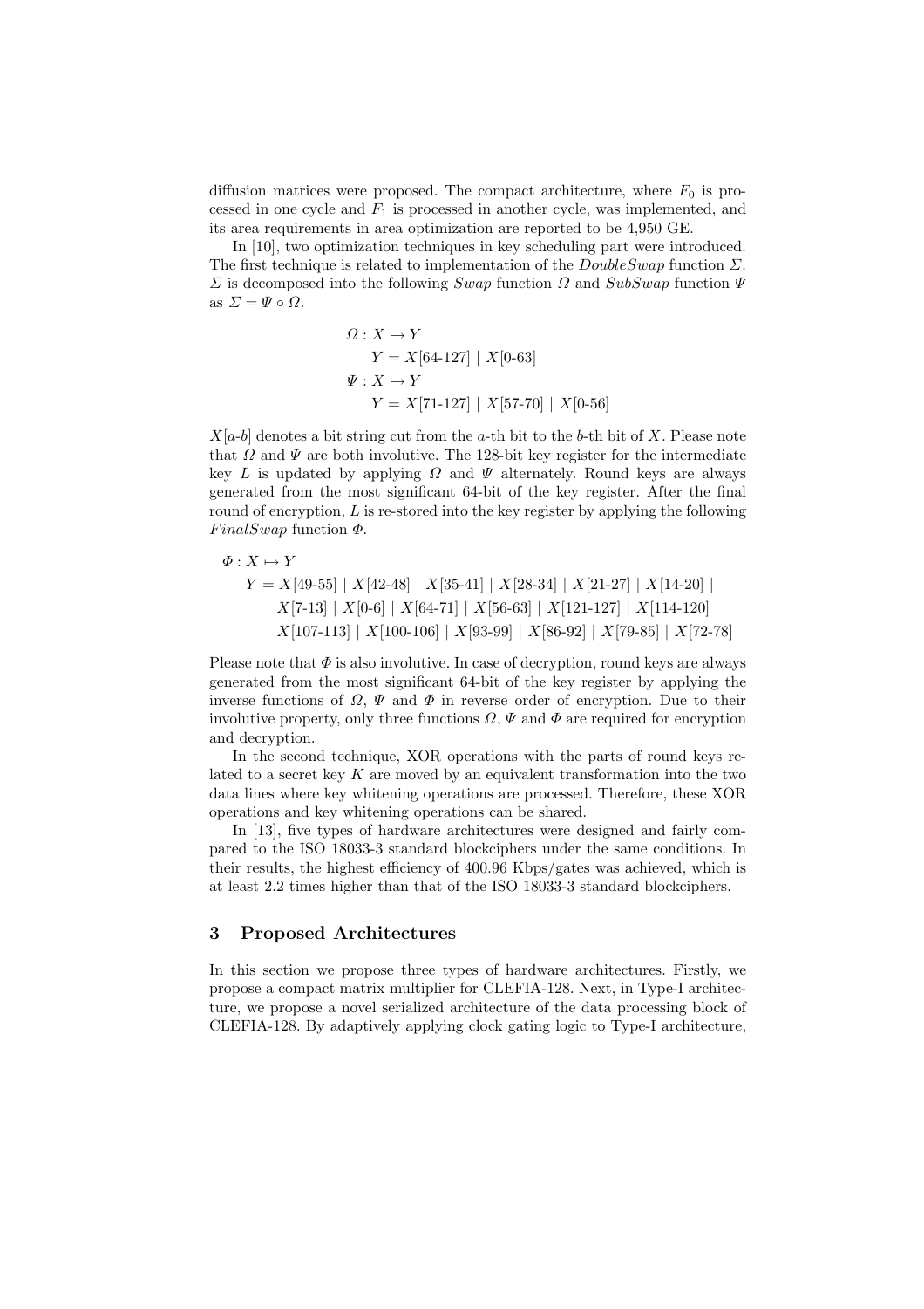diffusion matrices were proposed. The compact architecture, where $F_0$ is processed in one cycle and $F_1$ is processed in another cycle, was implemented, and its area requirements in area optimization are reported to be 4,950 GE.

In [10], two optimization techniques in key scheduling part were introduced. The first technique is related to implementation of the *DoubleSwap* function $\Sigma$. $\Sigma$ is decomposed into the following *Swap* function $\Omega$ and *SubSwap* function $\Psi$ as $\Sigma = \Psi \circ \Omega$.

$$
\begin{aligned}
\Omega &: X \mapsto Y \\
&\quad Y = X[64\text{-}127] \mid X[0\text{-}63] \\
\Psi &: X \mapsto Y \\
&\quad Y = X[71\text{-}127] \mid X[57\text{-}70] \mid X[0\text{-}56]
\end{aligned}
$$

$X[a\text{-}b]$ denotes a bit string cut from the $a$-th bit to the $b$-th bit of $X$. Please note that $\Omega$ and $\Psi$ are both involutive. The 128-bit key register for the intermediate key $L$ is updated by applying $\Omega$ and $\Psi$ alternately. Round keys are always generated from the most significant 64-bit of the key register. After the final round of encryption, $L$ is re-stored into the key register by applying the following *FinalSwap* function $\Phi$.

$$
\begin{aligned}
\Phi &: X \mapsto Y \\
&\quad Y = X[49\text{-}55] \mid X[42\text{-}48] \mid X[35\text{-}41] \mid X[28\text{-}34] \mid X[21\text{-}27] \mid X[14\text{-}20] \mid \\
&\qquad X[7\text{-}13] \mid X[0\text{-}6] \mid X[64\text{-}71] \mid X[56\text{-}63] \mid X[121\text{-}127] \mid X[114\text{-}120] \mid \\
&\qquad X[107\text{-}113] \mid X[100\text{-}106] \mid X[93\text{-}99] \mid X[86\text{-}92] \mid X[79\text{-}85] \mid X[72\text{-}78]
\end{aligned}
$$

Please note that $\Phi$ is also involutive. In case of decryption, round keys are always generated from the most significant 64-bit of the key register by applying the inverse functions of $\Omega$, $\Psi$ and $\Phi$ in reverse order of encryption. Due to their involutive property, only three functions $\Omega$, $\Psi$ and $\Phi$ are required for encryption and decryption.

In the second technique, XOR operations with the parts of round keys related to a secret key $K$ are moved by an equivalent transformation into the two data lines where key whitening operations are processed. Therefore, these XOR operations and key whitening operations can be shared.

In [13], five types of hardware architectures were designed and fairly compared to the ISO 18033-3 standard blockciphers under the same conditions. In their results, the highest efficiency of 400.96 Kbps/gates was achieved, which is at least 2.2 times higher than that of the ISO 18033-3 standard blockciphers.

## 3 Proposed Architectures

In this section we propose three types of hardware architectures. Firstly, we propose a compact matrix multiplier for CLEFIA-128. Next, in Type-I architecture, we propose a novel serialized architecture of the data processing block of CLEFIA-128. By adaptively applying clock gating logic to Type-I architecture,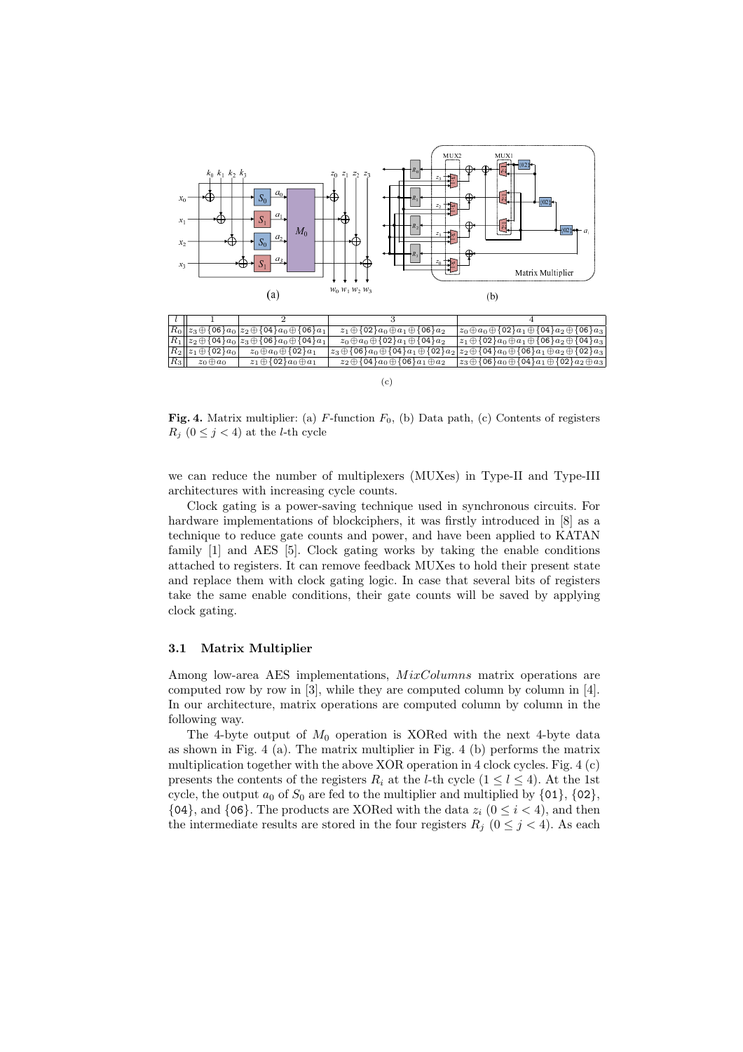| $l$ | 1 | 2 | 3 | 4 |
|---|---|---|---|---|
| $R_0$ | $z_3 \oplus \{06\}a_0$ | $z_2 \oplus \{04\}a_0 \oplus \{06\}a_1$ | $z_1 \oplus \{02\}a_0 \oplus a_1 \oplus \{06\}a_2$ | $z_0 \oplus a_0 \oplus \{02\}a_1 \oplus \{04\}a_2 \oplus \{06\}a_3$ |
| $R_1$ | $z_2 \oplus \{04\}a_0$ | $z_3 \oplus \{06\}a_0 \oplus \{04\}a_1$ | $z_0 \oplus a_0 \oplus \{02\}a_1 \oplus \{04\}a_2$ | $z_1 \oplus \{02\}a_0 \oplus a_1 \oplus \{06\}a_2 \oplus \{04\}a_3$ |
| $R_2$ | $z_1 \oplus \{02\}a_0$ | $z_0 \oplus a_0 \oplus \{02\}a_1$ | $z_3 \oplus \{06\}a_0 \oplus \{04\}a_1 \oplus \{02\}a_2$ | $z_2 \oplus \{04\}a_0 \oplus \{06\}a_1 \oplus a_2 \oplus \{02\}a_3$ |
| $R_3$ | $z_0 \oplus a_0$ | $z_1 \oplus \{02\}a_0 \oplus a_1$ | $z_2 \oplus \{04\}a_0 \oplus \{06\}a_1 \oplus a_2$ | $z_3 \oplus \{06\}a_0 \oplus \{04\}a_1 \oplus \{02\}a_2 \oplus a_3$ |

(c)

**Fig. 4.** Matrix multiplier: (a) $F$-function $F_0$, (b) Data path, (c) Contents of registers $R_j$ $(0 \leq j < 4)$ at the $l$-th cycle

we can reduce the number of multiplexers (MUXes) in Type-II and Type-III architectures with increasing cycle counts.

Clock gating is a power-saving technique used in synchronous circuits. For hardware implementations of blockciphers, it was firstly introduced in [8] as a technique to reduce gate counts and power, and have been applied to KATAN family [1] and AES [5]. Clock gating works by taking the enable conditions attached to registers. It can remove feedback MUXes to hold their present state and replace them with clock gating logic. In case that several bits of registers take the same enable conditions, their gate counts will be saved by applying clock gating.

### 3.1 Matrix Multiplier

Among low-area AES implementations, *MixColumns* matrix operations are computed row by row in [3], while they are computed column by column in [4]. In our architecture, matrix operations are computed column by column in the following way.

The 4-byte output of $M_0$ operation is XORed with the next 4-byte data as shown in Fig. 4 (a). The matrix multiplier in Fig. 4 (b) performs the matrix multiplication together with the above XOR operation in 4 clock cycles. Fig. 4 (c) presents the contents of the registers $R_i$ at the $l$-th cycle $(1 \leq l \leq 4)$. At the 1st cycle, the output $a_0$ of $S_0$ are fed to the multiplier and multiplied by {01}, {02}, {04}, and {06}. The products are XORed with the data $z_i$ $(0 \leq i < 4)$, and then the intermediate results are stored in the four registers $R_j$ $(0 \leq j < 4)$. As each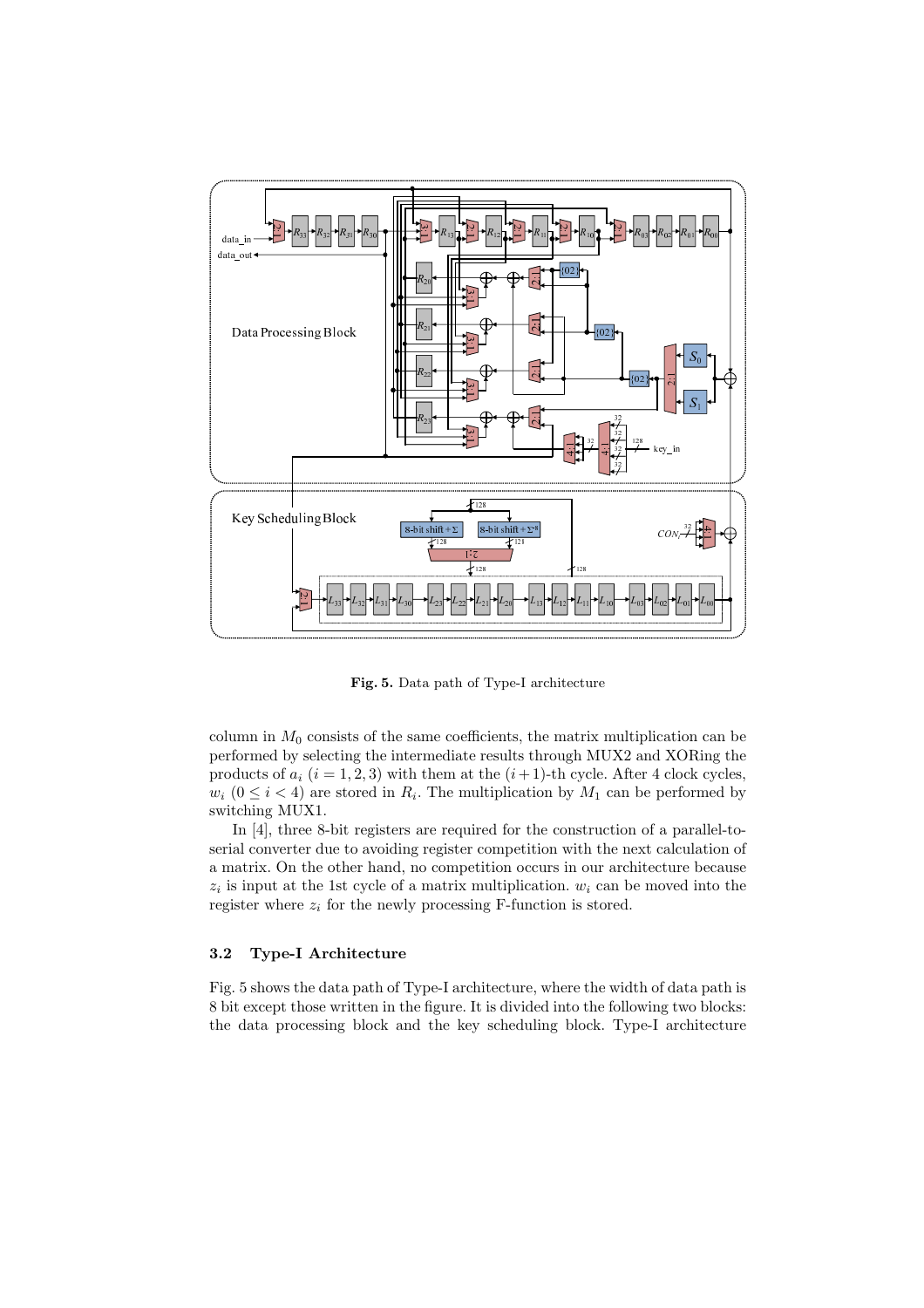**Fig. 5.** Data path of Type-I architecture

column in $M_0$ consists of the same coefficients, the matrix multiplication can be performed by selecting the intermediate results through MUX2 and XORing the products of $a_i$ $(i = 1, 2, 3)$ with them at the $(i+1)$-th cycle. After 4 clock cycles, $w_i$ $(0 \le i < 4)$ are stored in $R_i$. The multiplication by $M_1$ can be performed by switching MUX1.

In [4], three 8-bit registers are required for the construction of a parallel-to-serial converter due to avoiding register competition with the next calculation of a matrix. On the other hand, no competition occurs in our architecture because $z_i$ is input at the 1st cycle of a matrix multiplication. $w_i$ can be moved into the register where $z_i$ for the newly processing F-function is stored.

### 3.2 Type-I Architecture

Fig. 5 shows the data path of Type-I architecture, where the width of data path is 8 bit except those written in the figure. It is divided into the following two blocks: the data processing block and the key scheduling block. Type-I architecture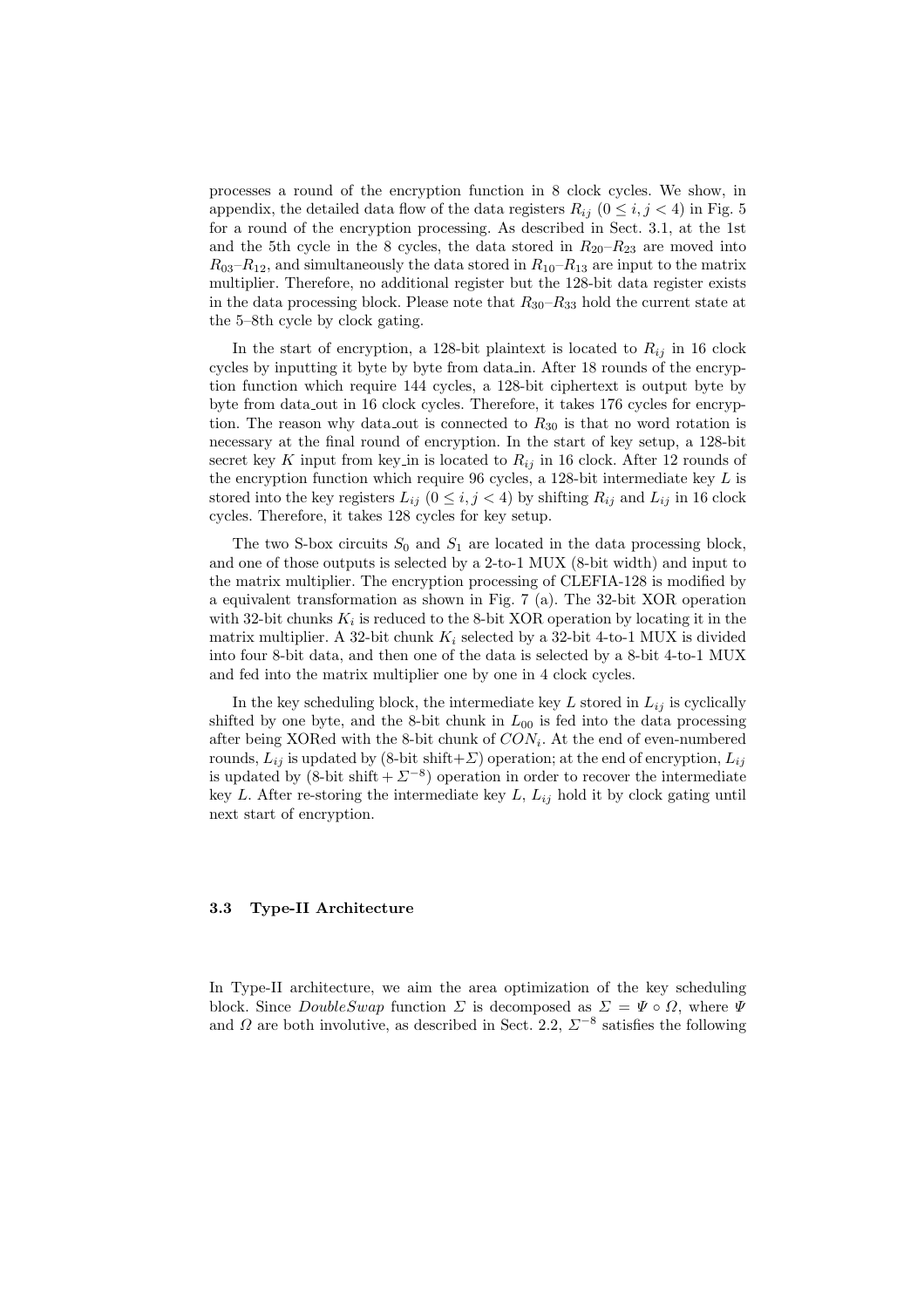processes a round of the encryption function in 8 clock cycles. We show, in appendix, the detailed data flow of the data registers $R_{ij}$ $(0 \leq i, j < 4)$ in Fig. 5 for a round of the encryption processing. As described in Sect. 3.1, at the 1st and the 5th cycle in the 8 cycles, the data stored in $R_{20}$–$R_{23}$ are moved into $R_{03}$–$R_{12}$, and simultaneously the data stored in $R_{10}$–$R_{13}$ are input to the matrix multiplier. Therefore, no additional register but the 128-bit data register exists in the data processing block. Please note that $R_{30}$–$R_{33}$ hold the current state at the 5–8th cycle by clock gating.

In the start of encryption, a 128-bit plaintext is located to $R_{ij}$ in 16 clock cycles by inputting it byte by byte from data_in. After 18 rounds of the encryption function which require 144 cycles, a 128-bit ciphertext is output byte by byte from data_out in 16 clock cycles. Therefore, it takes 176 cycles for encryption. The reason why data_out is connected to $R_{30}$ is that no word rotation is necessary at the final round of encryption. In the start of key setup, a 128-bit secret key $K$ input from key_in is located to $R_{ij}$ in 16 clock. After 12 rounds of the encryption function which require 96 cycles, a 128-bit intermediate key $L$ is stored into the key registers $L_{ij}$ $(0 \leq i, j < 4)$ by shifting $R_{ij}$ and $L_{ij}$ in 16 clock cycles. Therefore, it takes 128 cycles for key setup.

The two S-box circuits $S_0$ and $S_1$ are located in the data processing block, and one of those outputs is selected by a 2-to-1 MUX (8-bit width) and input to the matrix multiplier. The encryption processing of CLEFIA-128 is modified by a equivalent transformation as shown in Fig. 7 (a). The 32-bit XOR operation with 32-bit chunks $K_i$ is reduced to the 8-bit XOR operation by locating it in the matrix multiplier. A 32-bit chunk $K_i$ selected by a 32-bit 4-to-1 MUX is divided into four 8-bit data, and then one of the data is selected by a 8-bit 4-to-1 MUX and fed into the matrix multiplier one by one in 4 clock cycles.

In the key scheduling block, the intermediate key $L$ stored in $L_{ij}$ is cyclically shifted by one byte, and the 8-bit chunk in $L_{00}$ is fed into the data processing after being XORed with the 8-bit chunk of $CON_i$. At the end of even-numbered rounds, $L_{ij}$ is updated by (8-bit shift+$\Sigma$) operation; at the end of encryption, $L_{ij}$ is updated by (8-bit shift + $\Sigma^{-8}$) operation in order to recover the intermediate key $L$. After re-storing the intermediate key $L$, $L_{ij}$ hold it by clock gating until next start of encryption.

### 3.3 Type-II Architecture

In Type-II architecture, we aim the area optimization of the key scheduling block. Since *DoubleSwap* function $\Sigma$ is decomposed as $\Sigma = \Psi \circ \Omega$, where $\Psi$ and $\Omega$ are both involutive, as described in Sect. 2.2, $\Sigma^{-8}$ satisfies the following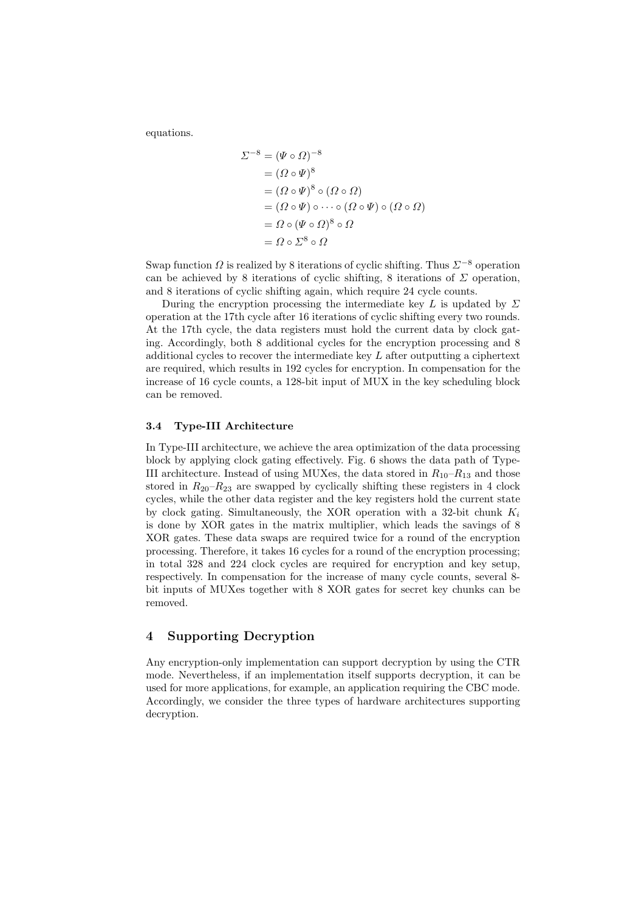equations.

$$
\begin{aligned}
\Sigma^{-8} &= (\Psi \circ \Omega)^{-8} \\
&= (\Omega \circ \Psi)^{8} \\
&= (\Omega \circ \Psi)^{8} \circ (\Omega \circ \Omega) \\
&= (\Omega \circ \Psi) \circ \cdots \circ (\Omega \circ \Psi) \circ (\Omega \circ \Omega) \\
&= \Omega \circ (\Psi \circ \Omega)^{8} \circ \Omega \\
&= \Omega \circ \Sigma^{8} \circ \Omega
\end{aligned}
$$

Swap function $\Omega$ is realized by 8 iterations of cyclic shifting. Thus $\Sigma^{-8}$ operation can be achieved by 8 iterations of cyclic shifting, 8 iterations of $\Sigma$ operation, and 8 iterations of cyclic shifting again, which require 24 cycle counts.

During the encryption processing the intermediate key $L$ is updated by $\Sigma$ operation at the 17th cycle after 16 iterations of cyclic shifting every two rounds. At the 17th cycle, the data registers must hold the current data by clock gating. Accordingly, both 8 additional cycles for the encryption processing and 8 additional cycles to recover the intermediate key $L$ after outputting a ciphertext are required, which results in 192 cycles for encryption. In compensation for the increase of 16 cycle counts, a 128-bit input of MUX in the key scheduling block can be removed.

### 3.4 Type-III Architecture

In Type-III architecture, we achieve the area optimization of the data processing block by applying clock gating effectively. Fig. 6 shows the data path of Type-III architecture. Instead of using MUXes, the data stored in $R_{10}$–$R_{13}$ and those stored in $R_{20}$–$R_{23}$ are swapped by cyclically shifting these registers in 4 clock cycles, while the other data register and the key registers hold the current state by clock gating. Simultaneously, the XOR operation with a 32-bit chunk $K_i$ is done by XOR gates in the matrix multiplier, which leads the savings of 8 XOR gates. These data swaps are required twice for a round of the encryption processing. Therefore, it takes 16 cycles for a round of the encryption processing; in total 328 and 224 clock cycles are required for encryption and key setup, respectively. In compensation for the increase of many cycle counts, several 8-bit inputs of MUXes together with 8 XOR gates for secret key chunks can be removed.

## 4 Supporting Decryption

Any encryption-only implementation can support decryption by using the CTR mode. Nevertheless, if an implementation itself supports decryption, it can be used for more applications, for example, an application requiring the CBC mode. Accordingly, we consider the three types of hardware architectures supporting decryption.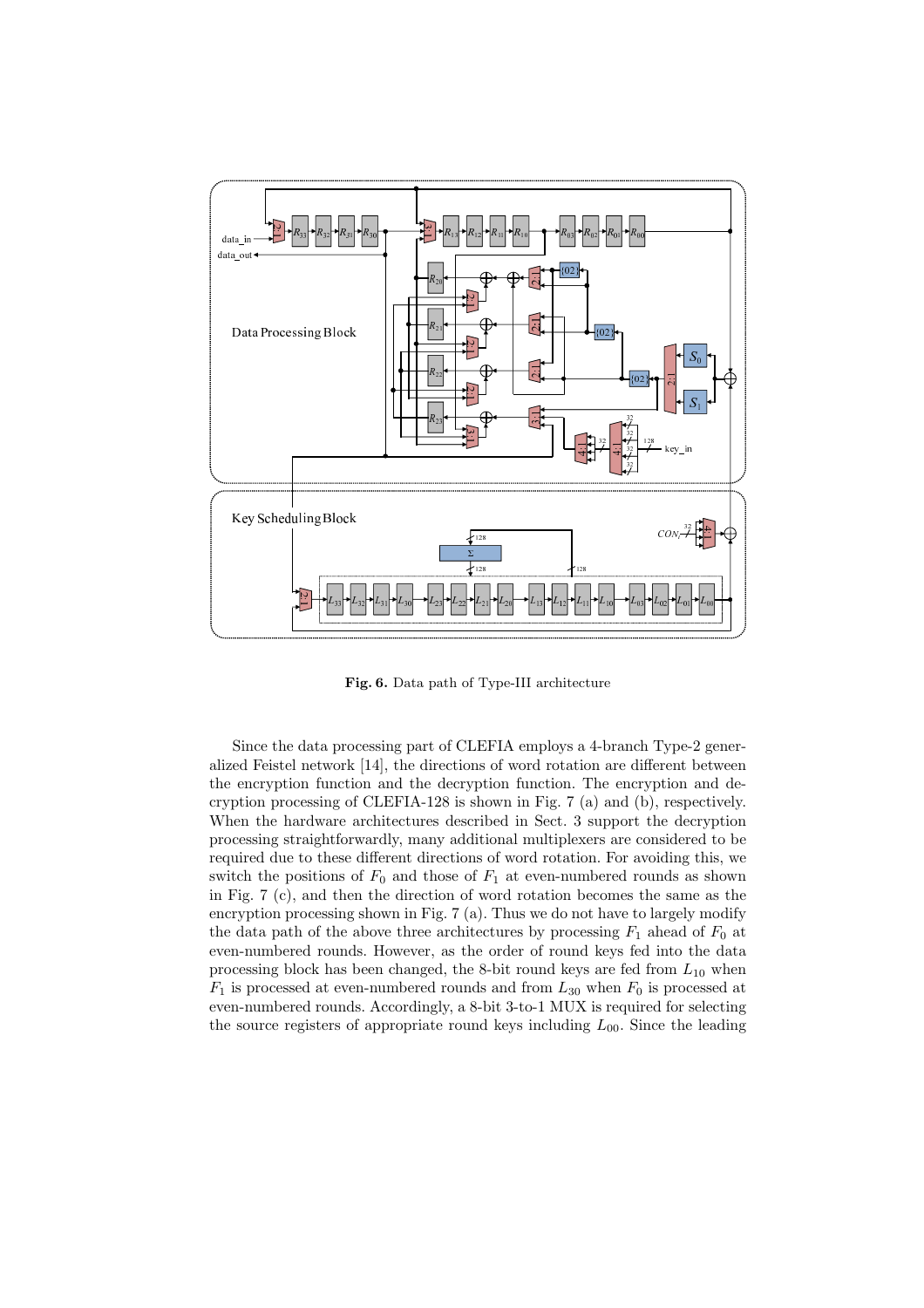**Fig. 6.** Data path of Type-III architecture

Since the data processing part of CLEFIA employs a 4-branch Type-2 generalized Feistel network [14], the directions of word rotation are different between the encryption function and the decryption function. The encryption and decryption processing of CLEFIA-128 is shown in Fig. 7 (a) and (b), respectively. When the hardware architectures described in Sect. 3 support the decryption processing straightforwardly, many additional multiplexers are considered to be required due to these different directions of word rotation. For avoiding this, we switch the positions of $F_0$ and those of $F_1$ at even-numbered rounds as shown in Fig. 7 (c), and then the direction of word rotation becomes the same as the encryption processing shown in Fig. 7 (a). Thus we do not have to largely modify the data path of the above three architectures by processing $F_1$ ahead of $F_0$ at even-numbered rounds. However, as the order of round keys fed into the data processing block has been changed, the 8-bit round keys are fed from $L_{10}$ when $F_1$ is processed at even-numbered rounds and from $L_{30}$ when $F_0$ is processed at even-numbered rounds. Accordingly, a 8-bit 3-to-1 MUX is required for selecting the source registers of appropriate round keys including $L_{00}$. Since the leading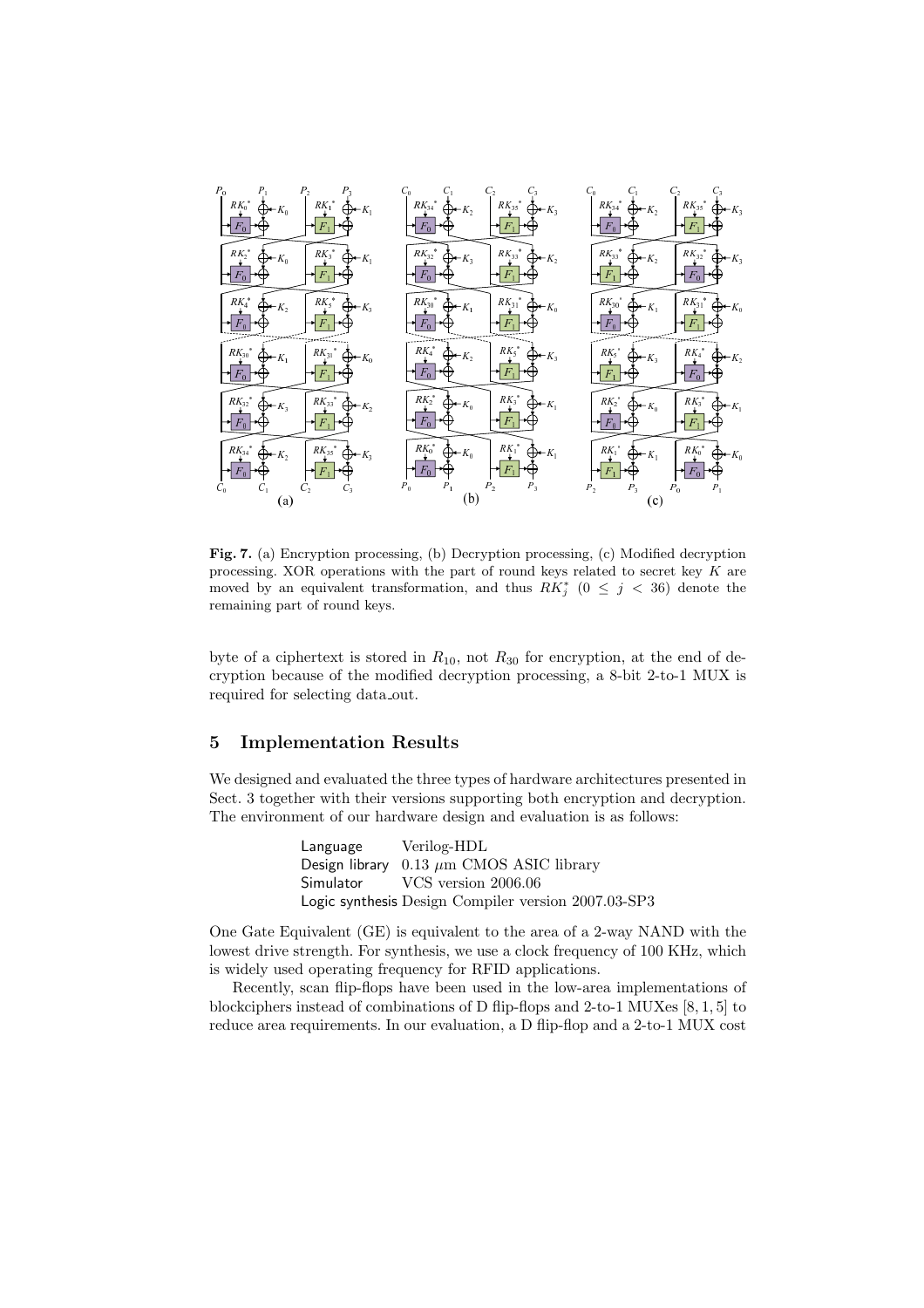**Fig. 7.** (a) Encryption processing, (b) Decryption processing, (c) Modified decryption processing. XOR operations with the part of round keys related to secret key $K$ are moved by an equivalent transformation, and thus $RK_j^*$ $(0 \leq j < 36)$ denote the remaining part of round keys.

byte of a ciphertext is stored in $R_{10}$, not $R_{30}$ for encryption, at the end of decryption because of the modified decryption processing, a 8-bit 2-to-1 MUX is required for selecting data_out.

## 5 Implementation Results

We designed and evaluated the three types of hardware architectures presented in Sect. 3 together with their versions supporting both encryption and decryption. The environment of our hardware design and evaluation is as follows:

| | |
|---|---|
| Language | Verilog-HDL |
| Design library | 0.13 $\mu$m CMOS ASIC library |
| Simulator | VCS version 2006.06 |
| Logic synthesis | Design Compiler version 2007.03-SP3 |

One Gate Equivalent (GE) is equivalent to the area of a 2-way NAND with the lowest drive strength. For synthesis, we use a clock frequency of 100 KHz, which is widely used operating frequency for RFID applications.

Recently, scan flip-flops have been used in the low-area implementations of blockciphers instead of combinations of D flip-flops and 2-to-1 MUXes [8, 1, 5] to reduce area requirements. In our evaluation, a D flip-flop and a 2-to-1 MUX cost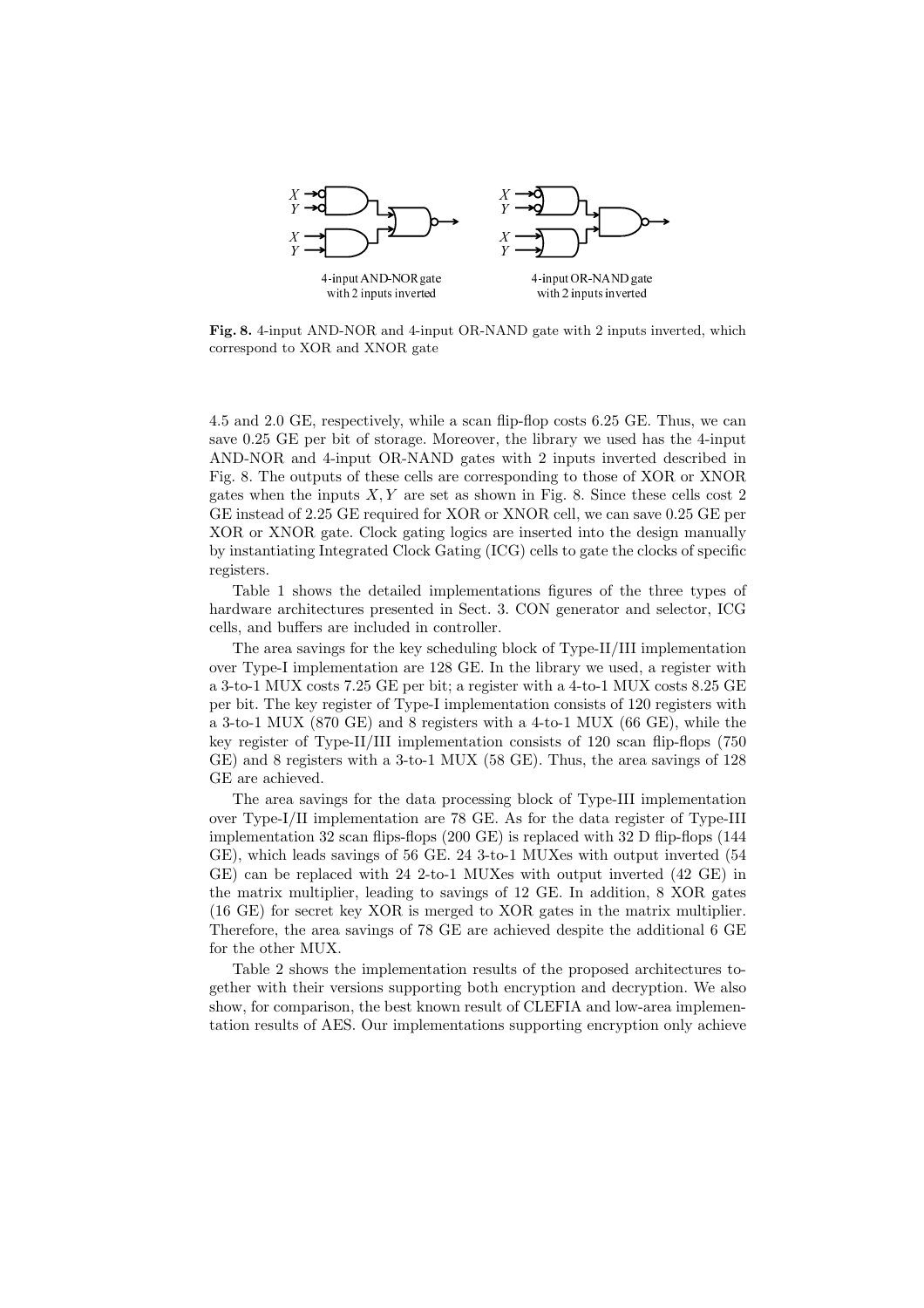**Fig. 8.** 4-input AND-NOR and 4-input OR-NAND gate with 2 inputs inverted, which correspond to XOR and XNOR gate

4.5 and 2.0 GE, respectively, while a scan flip-flop costs 6.25 GE. Thus, we can save 0.25 GE per bit of storage. Moreover, the library we used has the 4-input AND-NOR and 4-input OR-NAND gates with 2 inputs inverted described in Fig. 8. The outputs of these cells are corresponding to those of XOR or XNOR gates when the inputs $X, Y$ are set as shown in Fig. 8. Since these cells cost 2 GE instead of 2.25 GE required for XOR or XNOR cell, we can save 0.25 GE per XOR or XNOR gate. Clock gating logics are inserted into the design manually by instantiating Integrated Clock Gating (ICG) cells to gate the clocks of specific registers.

Table 1 shows the detailed implementations figures of the three types of hardware architectures presented in Sect. 3. CON generator and selector, ICG cells, and buffers are included in controller.

The area savings for the key scheduling block of Type-II/III implementation over Type-I implementation are 128 GE. In the library we used, a register with a 3-to-1 MUX costs 7.25 GE per bit; a register with a 4-to-1 MUX costs 8.25 GE per bit. The key register of Type-I implementation consists of 120 registers with a 3-to-1 MUX (870 GE) and 8 registers with a 4-to-1 MUX (66 GE), while the key register of Type-II/III implementation consists of 120 scan flip-flops (750 GE) and 8 registers with a 3-to-1 MUX (58 GE). Thus, the area savings of 128 GE are achieved.

The area savings for the data processing block of Type-III implementation over Type-I/II implementation are 78 GE. As for the data register of Type-III implementation 32 scan flips-flops (200 GE) is replaced with 32 D flip-flops (144 GE), which leads savings of 56 GE. 24 3-to-1 MUXes with output inverted (54 GE) can be replaced with 24 2-to-1 MUXes with output inverted (42 GE) in the matrix multiplier, leading to savings of 12 GE. In addition, 8 XOR gates (16 GE) for secret key XOR is merged to XOR gates in the matrix multiplier. Therefore, the area savings of 78 GE are achieved despite the additional 6 GE for the other MUX.

Table 2 shows the implementation results of the proposed architectures together with their versions supporting both encryption and decryption. We also show, for comparison, the best known result of CLEFIA and low-area implementation results of AES. Our implementations supporting encryption only achieve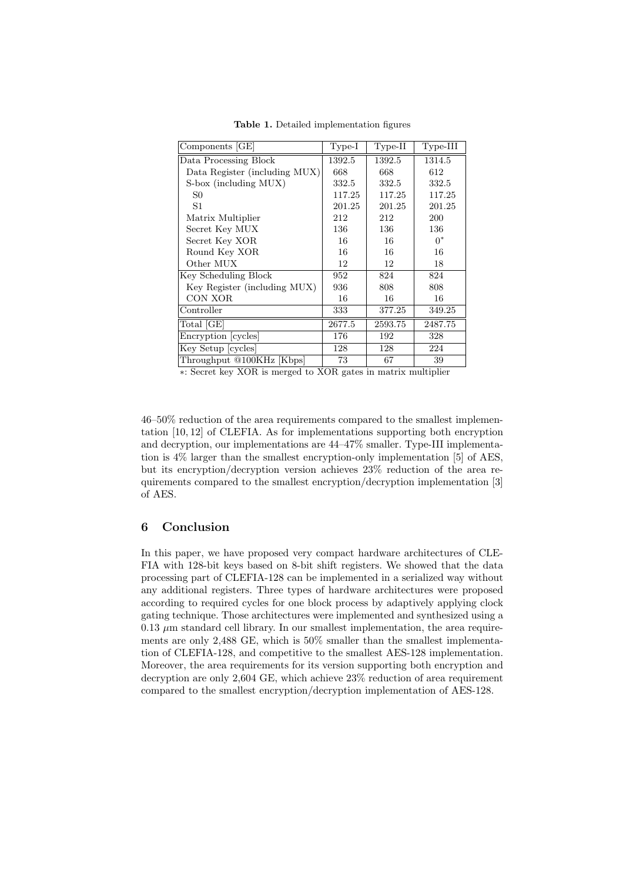**Table 1.** Detailed implementation figures

| Components [GE] | Type-I | Type-II | Type-III |
|---|---|---|---|
| Data Processing Block | 1392.5 | 1392.5 | 1314.5 |
| Data Register (including MUX) | 668 | 668 | 612 |
| S-box (including MUX) | 332.5 | 332.5 | 332.5 |
| S0 | 117.25 | 117.25 | 117.25 |
| S1 | 201.25 | 201.25 | 201.25 |
| Matrix Multiplier | 212 | 212 | 200 |
| Secret Key MUX | 136 | 136 | 136 |
| Secret Key XOR | 16 | 16 | $0^*$ |
| Round Key XOR | 16 | 16 | 16 |
| Other MUX | 12 | 12 | 18 |
| Key Scheduling Block | 952 | 824 | 824 |
| Key Register (including MUX) | 936 | 808 | 808 |
| CON XOR | 16 | 16 | 16 |
| Controller | 333 | 377.25 | 349.25 |
| Total [GE] | 2677.5 | 2593.75 | 2487.75 |
| Encryption [cycles] | 176 | 192 | 328 |
| Key Setup [cycles] | 128 | 128 | 224 |
| Throughput @100KHz [Kbps] | 73 | 67 | 39 |

∗: Secret key XOR is merged to XOR gates in matrix multiplier

46–50% reduction of the area requirements compared to the smallest implementation [10, 12] of CLEFIA. As for implementations supporting both encryption and decryption, our implementations are 44–47% smaller. Type-III implementation is 4% larger than the smallest encryption-only implementation [5] of AES, but its encryption/decryption version achieves 23% reduction of the area requirements compared to the smallest encryption/decryption implementation [3] of AES.

## 6 Conclusion

In this paper, we have proposed very compact hardware architectures of CLEFIA with 128-bit keys based on 8-bit shift registers. We showed that the data processing part of CLEFIA-128 can be implemented in a serialized way without any additional registers. Three types of hardware architectures were proposed according to required cycles for one block process by adaptively applying clock gating technique. Those architectures were implemented and synthesized using a 0.13 $\mu$m standard cell library. In our smallest implementation, the area requirements are only 2,488 GE, which is 50% smaller than the smallest implementation of CLEFIA-128, and competitive to the smallest AES-128 implementation. Moreover, the area requirements for its version supporting both encryption and decryption are only 2,604 GE, which achieve 23% reduction of area requirement compared to the smallest encryption/decryption implementation of AES-128.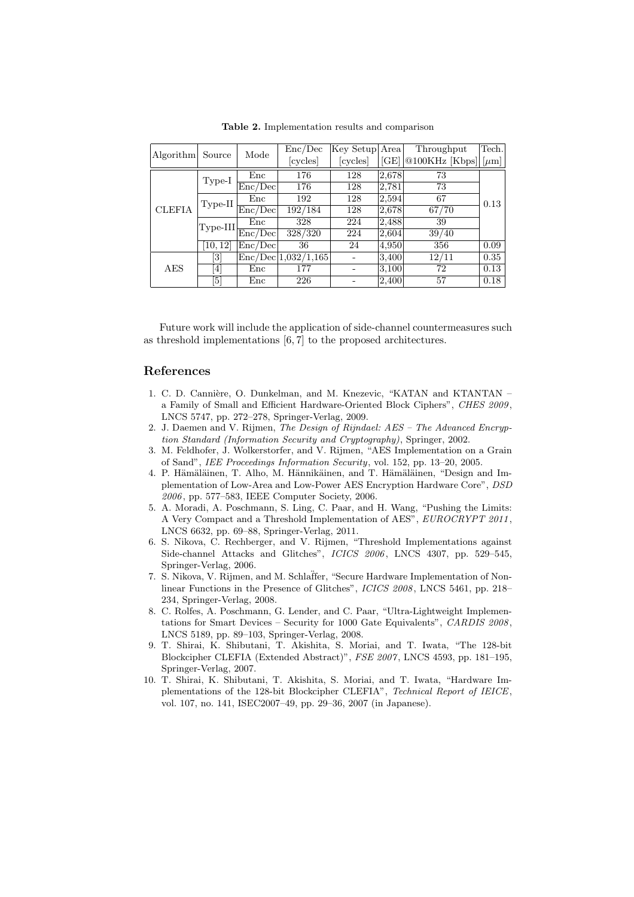**Table 2.** Implementation results and comparison

| Algorithm | Source | Mode | Enc/Dec [cycles] | Key Setup [cycles] | Area [GE] | Throughput @100KHz [Kbps] | Tech. [$\mu$m] |
|---|---|---|---|---|---|---|---|
| CLEFIA | Type-I | Enc | 176 | 128 | 2,678 | 73 | 0.13 |
| | | Enc/Dec | 176 | 128 | 2,781 | 73 | |
| | Type-II | Enc | 192 | 128 | 2,594 | 67 | |
| | | Enc/Dec | 192/184 | 128 | 2,678 | 67/70 | |
| | Type-III | Enc | 328 | 224 | 2,488 | 39 | |
| | | Enc/Dec | 328/320 | 224 | 2,604 | 39/40 | |
| | [10, 12] | Enc/Dec | 36 | 24 | 4,950 | 356 | 0.09 |
| AES | [3] | Enc/Dec | 1,032/1,165 | - | 3,400 | 12/11 | 0.35 |
| | [4] | Enc | 177 | - | 3,100 | 72 | 0.13 |
| | [5] | Enc | 226 | - | 2,400 | 57 | 0.18 |

Future work will include the application of side-channel countermeasures such as threshold implementations [6, 7] to the proposed architectures.

## References

1. C. D. Cannière, O. Dunkelman, and M. Knezevic, "KATAN and KTANTAN – a Family of Small and Efficient Hardware-Oriented Block Ciphers", *CHES 2009*, LNCS 5747, pp. 272–278, Springer-Verlag, 2009.
2. J. Daemen and V. Rijmen, *The Design of Rijndael: AES – The Advanced Encryption Standard (Information Security and Cryptography)*, Springer, 2002.
3. M. Feldhofer, J. Wolkerstorfer, and V. Rijmen, "AES Implementation on a Grain of Sand", *IEE Proceedings Information Security*, vol. 152, pp. 13–20, 2005.
4. P. Hämäläinen, T. Alho, M. Hännikäinen, and T. Hämäläinen, "Design and Implementation of Low-Area and Low-Power AES Encryption Hardware Core", *DSD 2006*, pp. 577–583, IEEE Computer Society, 2006.
5. A. Moradi, A. Poschmann, S. Ling, C. Paar, and H. Wang, "Pushing the Limits: A Very Compact and a Threshold Implementation of AES", *EUROCRYPT 2011*, LNCS 6632, pp. 69–88, Springer-Verlag, 2011.
6. S. Nikova, C. Rechberger, and V. Rijmen, "Threshold Implementations against Side-channel Attacks and Glitches", *ICICS 2006*, LNCS 4307, pp. 529–545, Springer-Verlag, 2006.
7. S. Nikova, V. Rijmen, and M. Schläffer, "Secure Hardware Implementation of Nonlinear Functions in the Presence of Glitches", *ICICS 2008*, LNCS 5461, pp. 218–234, Springer-Verlag, 2008.
8. C. Rolfes, A. Poschmann, G. Lender, and C. Paar, "Ultra-Lightweight Implementations for Smart Devices – Security for 1000 Gate Equivalents", *CARDIS 2008*, LNCS 5189, pp. 89–103, Springer-Verlag, 2008.
9. T. Shirai, K. Shibutani, T. Akishita, S. Moriai, and T. Iwata, "The 128-bit Blockcipher CLEFIA (Extended Abstract)", *FSE 2007*, LNCS 4593, pp. 181–195, Springer-Verlag, 2007.
10. T. Shirai, K. Shibutani, T. Akishita, S. Moriai, and T. Iwata, "Hardware Implementations of the 128-bit Blockcipher CLEFIA", *Technical Report of IEICE*, vol. 107, no. 141, ISEC2007–49, pp. 29–36, 2007 (in Japanese).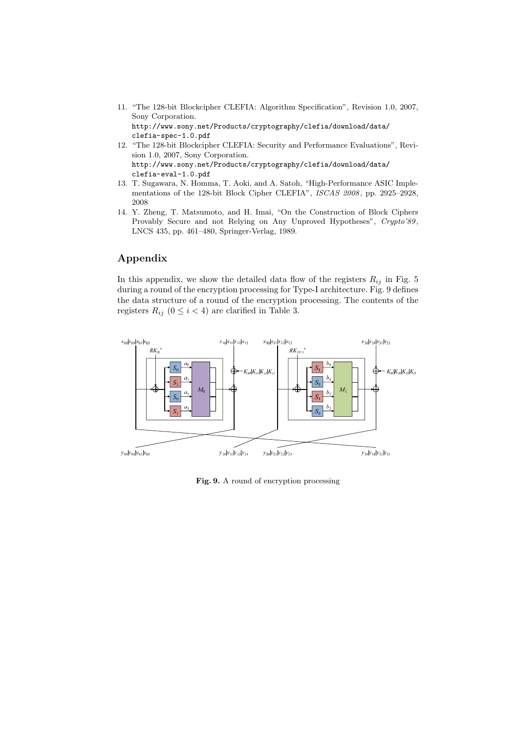11. "The 128-bit Blockcipher CLEFIA: Algorithm Specification", Revision 1.0, 2007, Sony Corporation.
http://www.sony.net/Products/cryptography/clefia/download/data/clefia-spec-1.0.pdf
12. "The 128-bit Blockcipher CLEFIA: Security and Performance Evaluations", Revision 1.0, 2007, Sony Corporation.
http://www.sony.net/Products/cryptography/clefia/download/data/clefia-eval-1.0.pdf
13. T. Sugawara, N. Homma, T. Aoki, and A. Satoh, "High-Performance ASIC Implementations of the 128-bit Block Cipher CLEFIA", *ISCAS 2008*, pp. 2925–2928, 2008
14. Y. Zheng, T. Matsumoto, and H. Imai, "On the Construction of Block Ciphers Provably Secure and not Relying on Any Unproved Hypotheses", *Crypto'89*, LNCS 435, pp. 461–480, Springer-Verlag, 1989.

## Appendix

In this appendix, we show the detailed data flow of the registers $R_{ij}$ in Fig. 5 during a round of the encryption processing for Type-I architecture. Fig. 9 defines the data structure of a round of the encryption processing. The contents of the registers $R_{ij}$ $(0 \leq i < 4)$ are clarified in Table 3.

**Fig. 9.** A round of encryption processing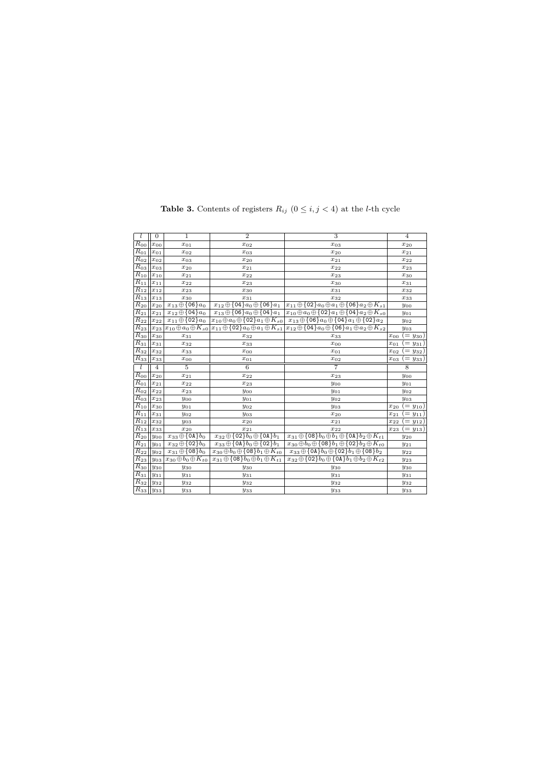**Table 3.** Contents of registers $R_{ij}$ $(0 \leq i, j < 4)$ at the $l$-th cycle

| $l$ | 0 | 1 | 2 | 3 | 4 |
|---|---|---|---|---|---|
| $R_{00}$ | $x_{00}$ | $x_{01}$ | $x_{02}$ | $x_{03}$ | $x_{20}$ |
| $R_{01}$ | $x_{01}$ | $x_{02}$ | $x_{03}$ | $x_{20}$ | $x_{21}$ |
| $R_{02}$ | $x_{02}$ | $x_{03}$ | $x_{20}$ | $x_{21}$ | $x_{22}$ |
| $R_{03}$ | $x_{03}$ | $x_{20}$ | $x_{21}$ | $x_{22}$ | $x_{23}$ |
| $R_{10}$ | $x_{10}$ | $x_{21}$ | $x_{22}$ | $x_{23}$ | $x_{30}$ |
| $R_{11}$ | $x_{11}$ | $x_{22}$ | $x_{23}$ | $x_{30}$ | $x_{31}$ |
| $R_{12}$ | $x_{12}$ | $x_{23}$ | $x_{30}$ | $x_{31}$ | $x_{32}$ |
| $R_{13}$ | $x_{13}$ | $x_{30}$ | $x_{31}$ | $x_{32}$ | $x_{33}$ |
| $R_{20}$ | $x_{20}$ | $x_{13} \oplus \{06\} a_0$ | $x_{12} \oplus \{04\} a_0 \oplus \{06\} a_1$ | $x_{11} \oplus \{02\} a_0 \oplus a_1 \oplus \{06\} a_2 \oplus K_{s1}$ | $y_{00}$ |
| $R_{21}$ | $x_{21}$ | $x_{12} \oplus \{04\} a_0$ | $x_{13} \oplus \{06\} a_0 \oplus \{04\} a_1$ | $x_{10} \oplus a_0 \oplus \{02\} a_1 \oplus \{04\} a_2 \oplus K_{s0}$ | $y_{01}$ |
| $R_{22}$ | $x_{22}$ | $x_{11} \oplus \{02\} a_0$ | $x_{10} \oplus a_0 \oplus \{02\} a_1 \oplus K_{s0}$ | $x_{13} \oplus \{06\} a_0 \oplus \{04\} a_1 \oplus \{02\} a_2$ | $y_{02}$ |
| $R_{23}$ | $x_{23}$ | $x_{10} \oplus a_0 \oplus K_{s0}$ | $x_{11} \oplus \{02\} a_0 \oplus a_1 \oplus K_{s1}$ | $x_{12} \oplus \{04\} a_0 \oplus \{06\} a_1 \oplus a_2 \oplus K_{s2}$ | $y_{03}$ |
| $R_{30}$ | $x_{30}$ | $x_{31}$ | $x_{32}$ | $x_{33}$ | $x_{00}$ $(= y_{30})$ |
| $R_{31}$ | $x_{31}$ | $x_{32}$ | $x_{33}$ | $x_{00}$ | $x_{01}$ $(= y_{31})$ |
| $R_{32}$ | $x_{32}$ | $x_{33}$ | $x_{00}$ | $x_{01}$ | $x_{02}$ $(= y_{32})$ |
| $R_{33}$ | $x_{33}$ | $x_{00}$ | $x_{01}$ | $x_{02}$ | $x_{03}$ $(= y_{33})$ |
| $l$ | 4 | 5 | 6 | 7 | 8 |
| $R_{00}$ | $x_{20}$ | $x_{21}$ | $x_{22}$ | $x_{23}$ | $y_{00}$ |
| $R_{01}$ | $x_{21}$ | $x_{22}$ | $x_{23}$ | $y_{00}$ | $y_{01}$ |
| $R_{02}$ | $x_{22}$ | $x_{23}$ | $y_{00}$ | $y_{01}$ | $y_{02}$ |
| $R_{03}$ | $x_{23}$ | $y_{00}$ | $y_{01}$ | $y_{02}$ | $y_{03}$ |
| $R_{10}$ | $x_{30}$ | $y_{01}$ | $y_{02}$ | $y_{03}$ | $x_{20}$ $(= y_{10})$ |
| $R_{11}$ | $x_{31}$ | $y_{02}$ | $y_{03}$ | $x_{20}$ | $x_{21}$ $(= y_{11})$ |
| $R_{12}$ | $x_{32}$ | $y_{03}$ | $x_{20}$ | $x_{21}$ | $x_{22}$ $(= y_{12})$ |
| $R_{13}$ | $x_{33}$ | $x_{20}$ | $x_{21}$ | $x_{22}$ | $x_{23}$ $(= y_{13})$ |
| $R_{20}$ | $y_{00}$ | $x_{33} \oplus \{0A\} b_0$ | $x_{32} \oplus \{02\} b_0 \oplus \{0A\} b_1$ | $x_{31} \oplus \{08\} b_0 \oplus b_1 \oplus \{0A\} b_2 \oplus K_{t1}$ | $y_{20}$ |
| $R_{21}$ | $y_{01}$ | $x_{32} \oplus \{02\} b_0$ | $x_{33} \oplus \{0A\} b_0 \oplus \{02\} b_1$ | $x_{30} \oplus b_0 \oplus \{08\} b_1 \oplus \{02\} b_2 \oplus K_{t0}$ | $y_{21}$ |
| $R_{22}$ | $y_{02}$ | $x_{31} \oplus \{08\} b_0$ | $x_{30} \oplus b_0 \oplus \{08\} b_1 \oplus K_{t0}$ | $x_{33} \oplus \{0A\} b_0 \oplus \{02\} b_1 \oplus \{08\} b_2$ | $y_{22}$ |
| $R_{23}$ | $y_{03}$ | $x_{30} \oplus b_0 \oplus K_{t0}$ | $x_{31} \oplus \{08\} b_0 \oplus b_1 \oplus K_{t1}$ | $x_{32} \oplus \{02\} b_0 \oplus \{0A\} b_1 \oplus b_2 \oplus K_{t2}$ | $y_{23}$ |
| $R_{30}$ | $y_{30}$ | $y_{30}$ | $y_{30}$ | $y_{30}$ | $y_{30}$ |
| $R_{31}$ | $y_{31}$ | $y_{31}$ | $y_{31}$ | $y_{31}$ | $y_{31}$ |
| $R_{32}$ | $y_{32}$ | $y_{32}$ | $y_{32}$ | $y_{32}$ | $y_{32}$ |
| $R_{33}$ | $y_{33}$ | $y_{33}$ | $y_{33}$ | $y_{33}$ | $y_{33}$ |